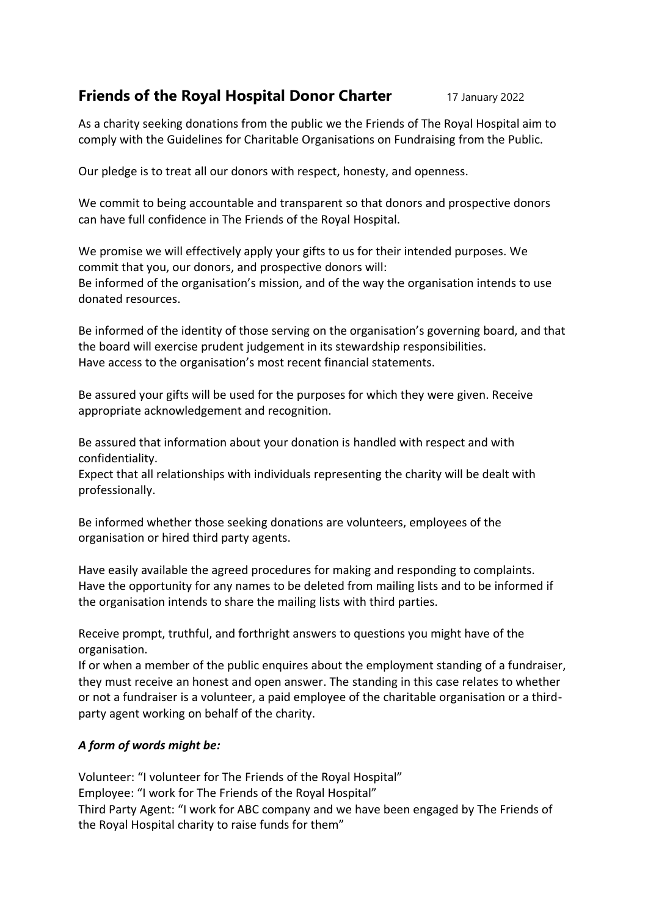# Friends of the Royal Hospital Donor Charter

17 January 2022

As a charity seeking donations from the public we the Friends of The Royal Hospital aim to comply with the Guidelines for Charitable Organisations on Fundraising from the Public.

Our pledge is to treat all our donors with respect, honesty, and openness.

We commit to being accountable and transparent so that donors and prospective donors can have full confidence in The Friends of the Royal Hospital.

We promise we will effectively apply your gifts to us for their intended purposes. We commit that you, our donors, and prospective donors will:
Be informed of the organisation's mission, and of the way the organisation intends to use donated resources.

Be informed of the identity of those serving on the organisation's governing board, and that the board will exercise prudent judgement in its stewardship responsibilities.
Have access to the organisation's most recent financial statements.

Be assured your gifts will be used for the purposes for which they were given. Receive appropriate acknowledgement and recognition.

Be assured that information about your donation is handled with respect and with confidentiality.
Expect that all relationships with individuals representing the charity will be dealt with professionally.

Be informed whether those seeking donations are volunteers, employees of the organisation or hired third party agents.

Have easily available the agreed procedures for making and responding to complaints.
Have the opportunity for any names to be deleted from mailing lists and to be informed if the organisation intends to share the mailing lists with third parties.

Receive prompt, truthful, and forthright answers to questions you might have of the organisation.
If or when a member of the public enquires about the employment standing of a fundraiser, they must receive an honest and open answer. The standing in this case relates to whether or not a fundraiser is a volunteer, a paid employee of the charitable organisation or a third-party agent working on behalf of the charity.

***A form of words might be:***

Volunteer: "I volunteer for The Friends of the Royal Hospital"
Employee: "I work for The Friends of the Royal Hospital"
Third Party Agent: "I work for ABC company and we have been engaged by The Friends of the Royal Hospital charity to raise funds for them"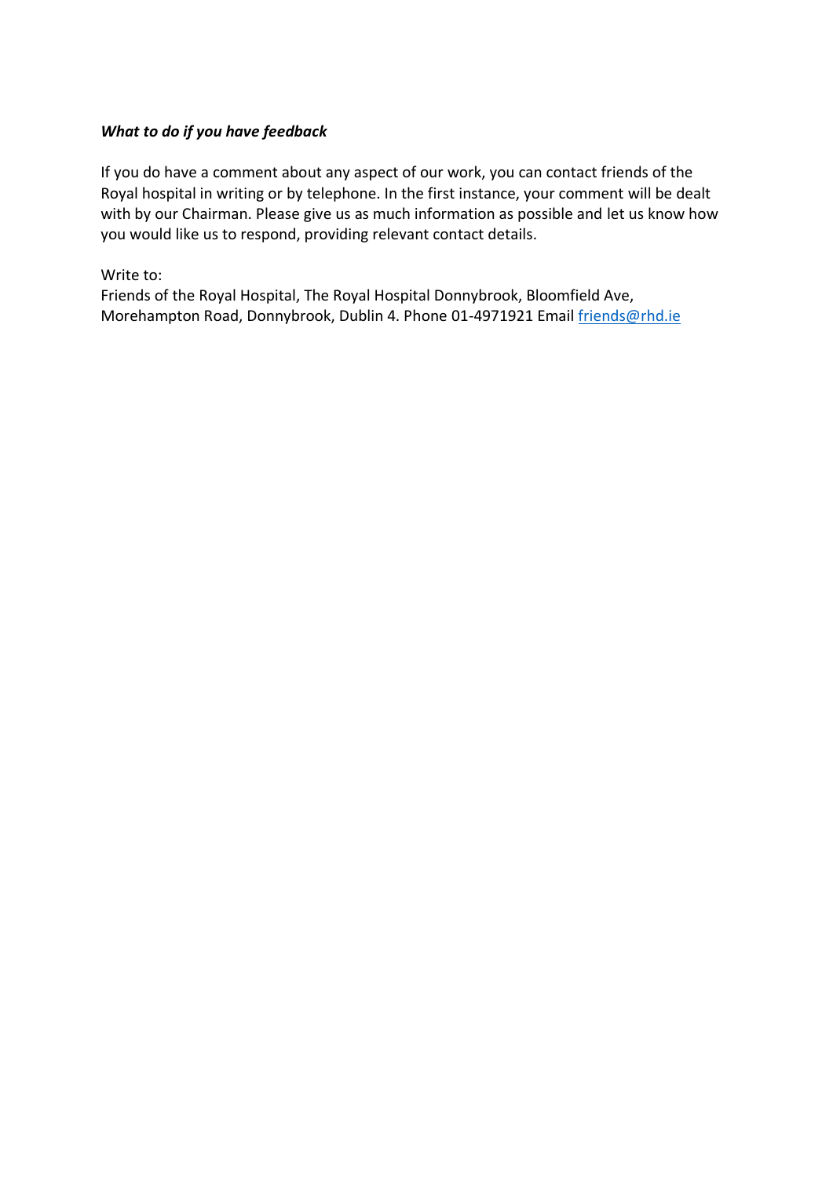***What to do if you have feedback***

If you do have a comment about any aspect of our work, you can contact friends of the Royal hospital in writing or by telephone. In the first instance, your comment will be dealt with by our Chairman. Please give us as much information as possible and let us know how you would like us to respond, providing relevant contact details.

Write to:
Friends of the Royal Hospital, The Royal Hospital Donnybrook, Bloomfield Ave, Morehampton Road, Donnybrook, Dublin 4. Phone 01-4971921 Email [friends@rhd.ie](mailto:friends@rhd.ie)